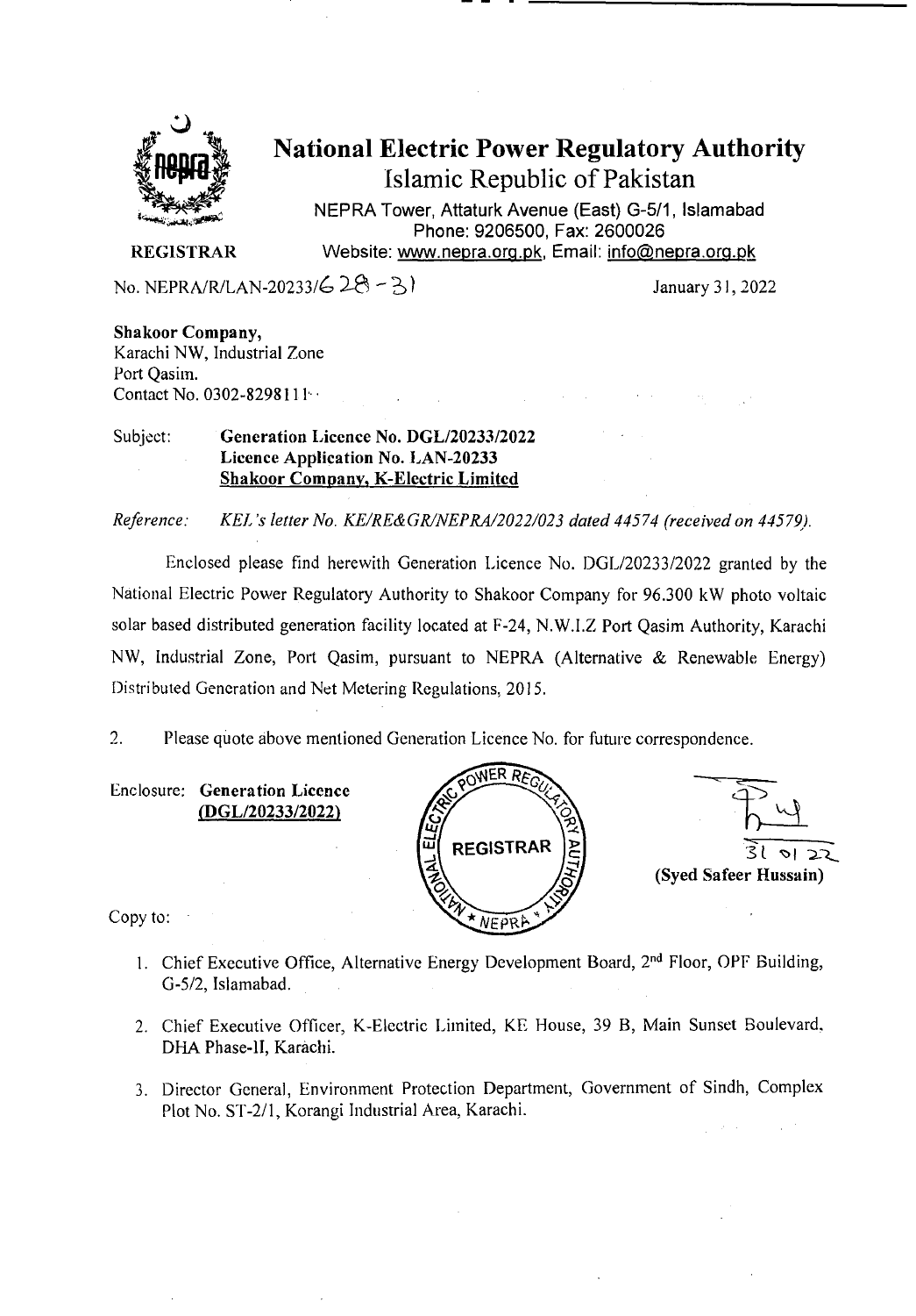# National Electric Power Regulatory Authority

Islamic Republic of Pakistan

NEPRA Tower, Attaturk Avenue (East) G-5/1, Islamabad
Phone: 9206500, Fax: 2600026
Website: www.nepra.org.pk, Email: info@nepra.org.pk

**REGISTRAR**

No. NEPRA/R/LAN-20233/628-31

January 31, 2022

**Shakoor Company,**
Karachi NW, Industrial Zone
Port Qasim.
Contact No. 0302-8298111

Subject: **Generation Licence No. DGL/20233/2022**
**Licence Application No. LAN-20233**
**Shakoor Company, K-Electric Limited**

*Reference: KEL's letter No. KE/RE&GR/NEPRA/2022/023 dated 44574 (received on 44579).*

Enclosed please find herewith Generation Licence No. DGL/20233/2022 granted by the National Electric Power Regulatory Authority to Shakoor Company for 96.300 kW photo voltaic solar based distributed generation facility located at F-24, N.W.I.Z Port Qasim Authority, Karachi NW, Industrial Zone, Port Qasim, pursuant to NEPRA (Alternative & Renewable Energy) Distributed Generation and Net Metering Regulations, 2015.

2. Please quote above mentioned Generation Licence No. for future correspondence.

Enclosure: **Generation Licence (DGL/20233/2022)**

31 01 22
**(Syed Safeer Hussain)**

Copy to:

1. Chief Executive Office, Alternative Energy Development Board, 2nd Floor, OPF Building, G-5/2, Islamabad.
2. Chief Executive Officer, K-Electric Limited, KE House, 39 B, Main Sunset Boulevard, DHA Phase-II, Karachi.
3. Director General, Environment Protection Department, Government of Sindh, Complex Plot No. ST-2/1, Korangi Industrial Area, Karachi.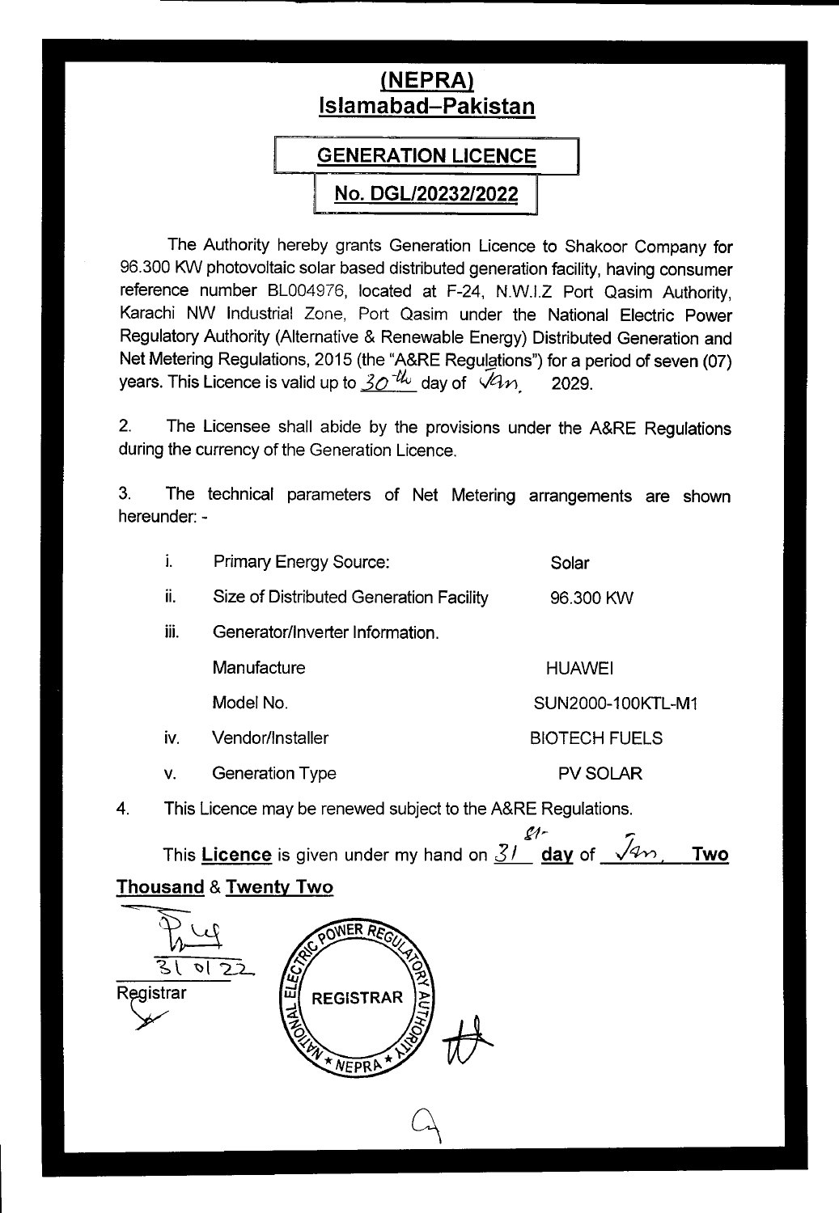# (NEPRA)
# Islamabad–Pakistan

## GENERATION LICENCE

## No. DGL/20232/2022

The Authority hereby grants Generation Licence to Shakoor Company for 96.300 KW photovoltaic solar based distributed generation facility, having consumer reference number BL004976, located at F-24, N.W.I.Z Port Qasim Authority, Karachi NW Industrial Zone, Port Qasim under the National Electric Power Regulatory Authority (Alternative & Renewable Energy) Distributed Generation and Net Metering Regulations, 2015 (the "A&RE Regulations") for a period of seven (07) years. This Licence is valid up to 30th day of Jan, 2029.

2. The Licensee shall abide by the provisions under the A&RE Regulations during the currency of the Generation Licence.

3. The technical parameters of Net Metering arrangements are shown hereunder: -

| | | |
|---|---|---|
| i. | Primary Energy Source: | Solar |
| ii. | Size of Distributed Generation Facility | 96.300 KW |
| iii. | Generator/Inverter Information. | |
| | Manufacture | HUAWEI |
| | Model No. | SUN2000-100KTL-M1 |
| iv. | Vendor/Installer | BIOTECH FUELS |
| v. | Generation Type | PV SOLAR |

4. This Licence may be renewed subject to the A&RE Regulations.

This **Licence** is given under my hand on 31st **day** of Jan, **Two Thousand** & **Twenty Two**

31 01 22

Registrar

REGISTRAR
NATIONAL ELECTRIC POWER REGULATORY AUTHORITY
NEPRA